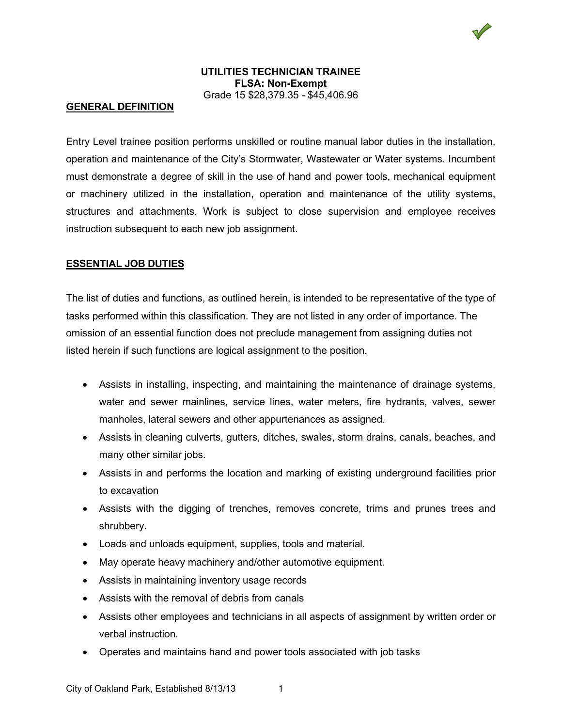# UTILITIES TECHNICIAN TRAINEE

**FLSA: Non-Exempt**

Grade 15 $28,379.35 - $45,406.96

## GENERAL DEFINITION

Entry Level trainee position performs unskilled or routine manual labor duties in the installation, operation and maintenance of the City's Stormwater, Wastewater or Water systems. Incumbent must demonstrate a degree of skill in the use of hand and power tools, mechanical equipment or machinery utilized in the installation, operation and maintenance of the utility systems, structures and attachments. Work is subject to close supervision and employee receives instruction subsequent to each new job assignment.

## ESSENTIAL JOB DUTIES

The list of duties and functions, as outlined herein, is intended to be representative of the type of tasks performed within this classification. They are not listed in any order of importance. The omission of an essential function does not preclude management from assigning duties not listed herein if such functions are logical assignment to the position.

- Assists in installing, inspecting, and maintaining the maintenance of drainage systems, water and sewer mainlines, service lines, water meters, fire hydrants, valves, sewer manholes, lateral sewers and other appurtenances as assigned.
- Assists in cleaning culverts, gutters, ditches, swales, storm drains, canals, beaches, and many other similar jobs.
- Assists in and performs the location and marking of existing underground facilities prior to excavation
- Assists with the digging of trenches, removes concrete, trims and prunes trees and shrubbery.
- Loads and unloads equipment, supplies, tools and material.
- May operate heavy machinery and/other automotive equipment.
- Assists in maintaining inventory usage records
- Assists with the removal of debris from canals
- Assists other employees and technicians in all aspects of assignment by written order or verbal instruction.
- Operates and maintains hand and power tools associated with job tasks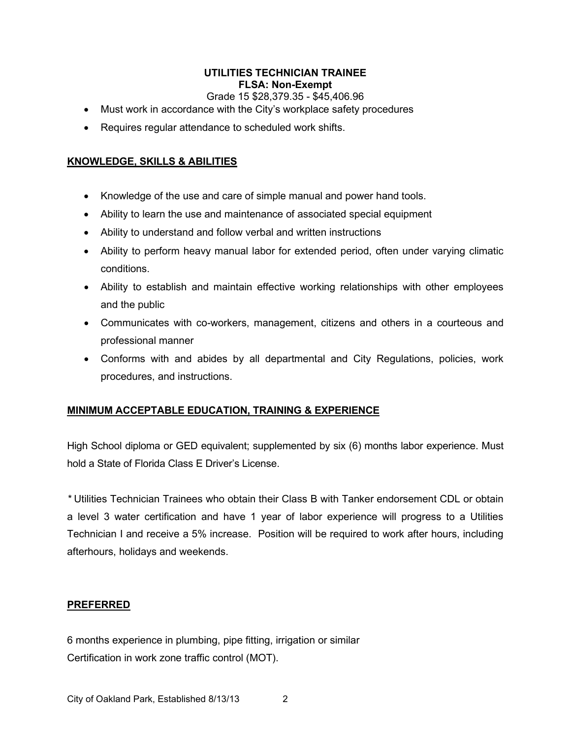**UTILITIES TECHNICIAN TRAINEE**
**FLSA: Non-Exempt**
Grade 15 $28,379.35 - $45,406.96

- Must work in accordance with the City's workplace safety procedures
- Requires regular attendance to scheduled work shifts.

## KNOWLEDGE, SKILLS & ABILITIES

- Knowledge of the use and care of simple manual and power hand tools.
- Ability to learn the use and maintenance of associated special equipment
- Ability to understand and follow verbal and written instructions
- Ability to perform heavy manual labor for extended period, often under varying climatic conditions.
- Ability to establish and maintain effective working relationships with other employees and the public
- Communicates with co-workers, management, citizens and others in a courteous and professional manner
- Conforms with and abides by all departmental and City Regulations, policies, work procedures, and instructions.

## MINIMUM ACCEPTABLE EDUCATION, TRAINING & EXPERIENCE

High School diploma or GED equivalent; supplemented by six (6) months labor experience. Must hold a State of Florida Class E Driver's License.

*\* Utilities Technician Trainees who obtain their Class B with Tanker endorsement CDL or obtain a level 3 water certification and have 1 year of labor experience will progress to a Utilities Technician I and receive a 5% increase. Position will be required to work after hours, including afterhours, holidays and weekends.*

## PREFERRED

6 months experience in plumbing, pipe fitting, irrigation or similar
Certification in work zone traffic control (MOT).

City of Oakland Park, Established 8/13/13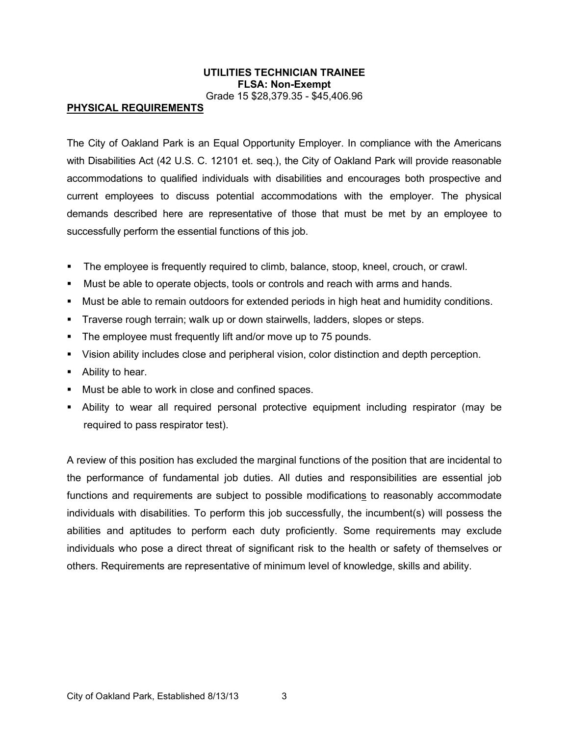**UTILITIES TECHNICIAN TRAINEE**
**FLSA: Non-Exempt**
Grade 15 $28,379.35 - $45,406.96

## PHYSICAL REQUIREMENTS

The City of Oakland Park is an Equal Opportunity Employer. In compliance with the Americans with Disabilities Act (42 U.S. C. 12101 et. seq.), the City of Oakland Park will provide reasonable accommodations to qualified individuals with disabilities and encourages both prospective and current employees to discuss potential accommodations with the employer. The physical demands described here are representative of those that must be met by an employee to successfully perform the essential functions of this job.

- The employee is frequently required to climb, balance, stoop, kneel, crouch, or crawl.
- Must be able to operate objects, tools or controls and reach with arms and hands.
- Must be able to remain outdoors for extended periods in high heat and humidity conditions.
- Traverse rough terrain; walk up or down stairwells, ladders, slopes or steps.
- The employee must frequently lift and/or move up to 75 pounds.
- Vision ability includes close and peripheral vision, color distinction and depth perception.
- Ability to hear.
- Must be able to work in close and confined spaces.
- Ability to wear all required personal protective equipment including respirator (may be required to pass respirator test).

A review of this position has excluded the marginal functions of the position that are incidental to the performance of fundamental job duties. All duties and responsibilities are essential job functions and requirements are subject to possible modifications to reasonably accommodate individuals with disabilities. To perform this job successfully, the incumbent(s) will possess the abilities and aptitudes to perform each duty proficiently. Some requirements may exclude individuals who pose a direct threat of significant risk to the health or safety of themselves or others. Requirements are representative of minimum level of knowledge, skills and ability.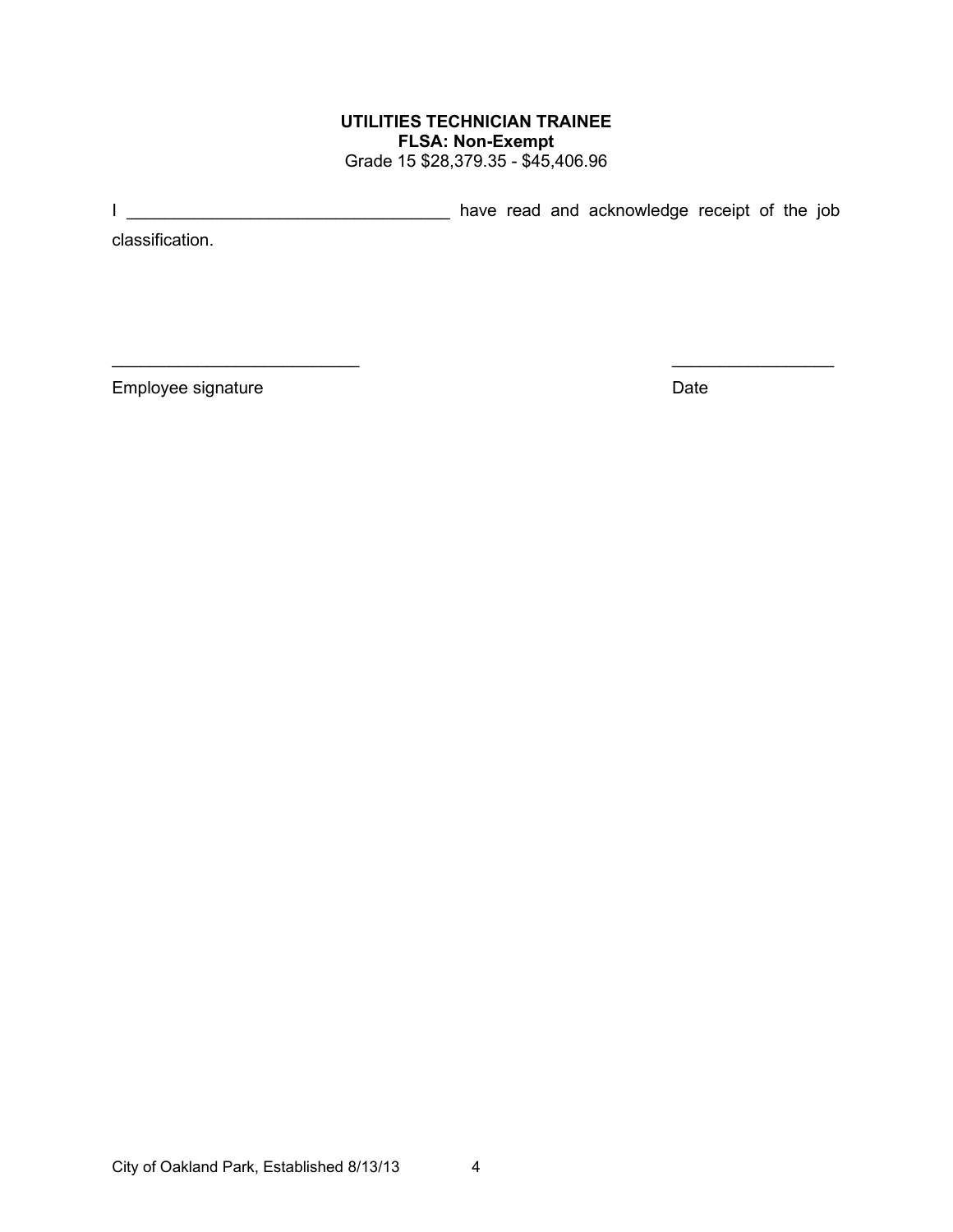**UTILITIES TECHNICIAN TRAINEE**
**FLSA: Non-Exempt**
Grade 15 $28,379.35 - $45,406.96

I __________________________________ have read and acknowledge receipt of the job classification.

__________________________                    _________________

Employee signature                    Date